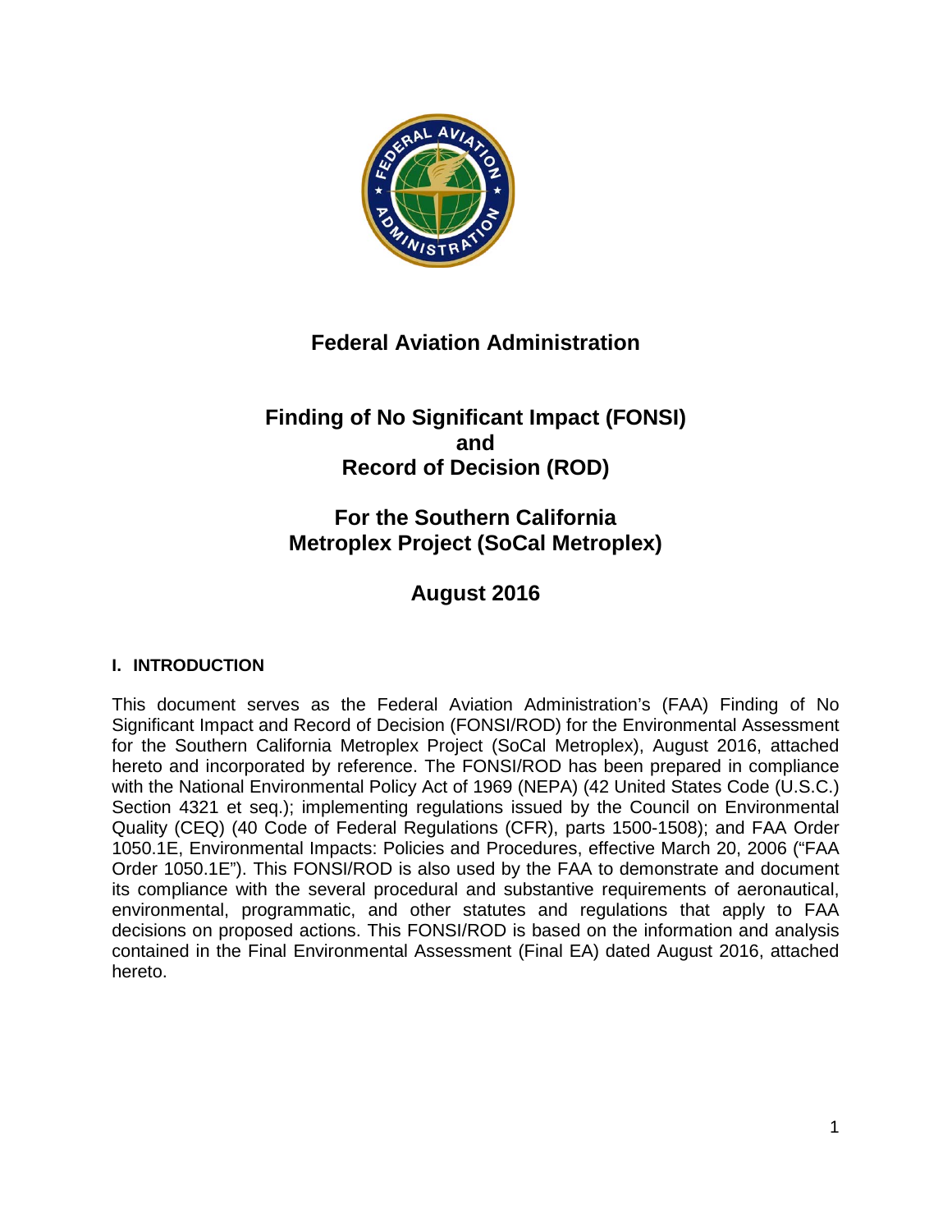# Federal Aviation Administration

## Finding of No Significant Impact (FONSI) and Record of Decision (ROD)

## For the Southern California Metroplex Project (SoCal Metroplex)

## August 2016

### I. INTRODUCTION

This document serves as the Federal Aviation Administration's (FAA) Finding of No Significant Impact and Record of Decision (FONSI/ROD) for the Environmental Assessment for the Southern California Metroplex Project (SoCal Metroplex), August 2016, attached hereto and incorporated by reference. The FONSI/ROD has been prepared in compliance with the National Environmental Policy Act of 1969 (NEPA) (42 United States Code (U.S.C.) Section 4321 et seq.); implementing regulations issued by the Council on Environmental Quality (CEQ) (40 Code of Federal Regulations (CFR), parts 1500-1508); and FAA Order 1050.1E, Environmental Impacts: Policies and Procedures, effective March 20, 2006 ("FAA Order 1050.1E"). This FONSI/ROD is also used by the FAA to demonstrate and document its compliance with the several procedural and substantive requirements of aeronautical, environmental, programmatic, and other statutes and regulations that apply to FAA decisions on proposed actions. This FONSI/ROD is based on the information and analysis contained in the Final Environmental Assessment (Final EA) dated August 2016, attached hereto.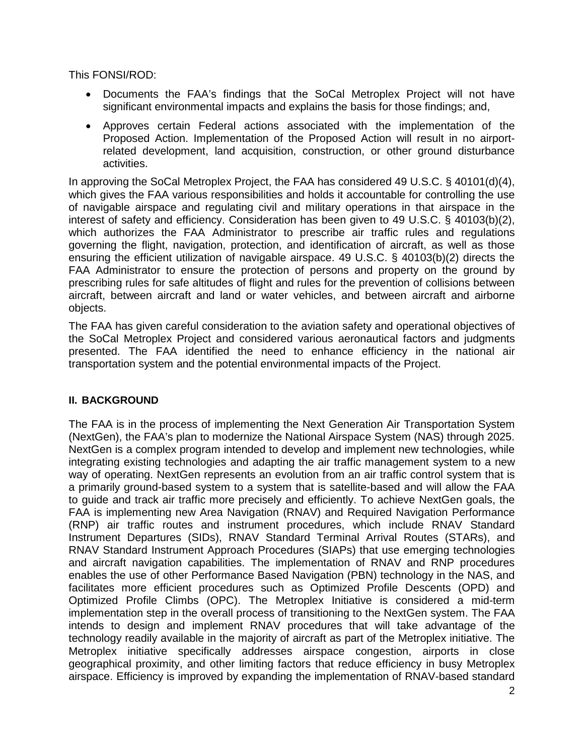This FONSI/ROD:

- Documents the FAA's findings that the SoCal Metroplex Project will not have significant environmental impacts and explains the basis for those findings; and,
- Approves certain Federal actions associated with the implementation of the Proposed Action. Implementation of the Proposed Action will result in no airport-related development, land acquisition, construction, or other ground disturbance activities.

In approving the SoCal Metroplex Project, the FAA has considered 49 U.S.C. § 40101(d)(4), which gives the FAA various responsibilities and holds it accountable for controlling the use of navigable airspace and regulating civil and military operations in that airspace in the interest of safety and efficiency. Consideration has been given to 49 U.S.C. § 40103(b)(2), which authorizes the FAA Administrator to prescribe air traffic rules and regulations governing the flight, navigation, protection, and identification of aircraft, as well as those ensuring the efficient utilization of navigable airspace. 49 U.S.C. § 40103(b)(2) directs the FAA Administrator to ensure the protection of persons and property on the ground by prescribing rules for safe altitudes of flight and rules for the prevention of collisions between aircraft, between aircraft and land or water vehicles, and between aircraft and airborne objects.

The FAA has given careful consideration to the aviation safety and operational objectives of the SoCal Metroplex Project and considered various aeronautical factors and judgments presented. The FAA identified the need to enhance efficiency in the national air transportation system and the potential environmental impacts of the Project.

## II. BACKGROUND

The FAA is in the process of implementing the Next Generation Air Transportation System (NextGen), the FAA's plan to modernize the National Airspace System (NAS) through 2025. NextGen is a complex program intended to develop and implement new technologies, while integrating existing technologies and adapting the air traffic management system to a new way of operating. NextGen represents an evolution from an air traffic control system that is a primarily ground-based system to a system that is satellite-based and will allow the FAA to guide and track air traffic more precisely and efficiently. To achieve NextGen goals, the FAA is implementing new Area Navigation (RNAV) and Required Navigation Performance (RNP) air traffic routes and instrument procedures, which include RNAV Standard Instrument Departures (SIDs), RNAV Standard Terminal Arrival Routes (STARs), and RNAV Standard Instrument Approach Procedures (SIAPs) that use emerging technologies and aircraft navigation capabilities. The implementation of RNAV and RNP procedures enables the use of other Performance Based Navigation (PBN) technology in the NAS, and facilitates more efficient procedures such as Optimized Profile Descents (OPD) and Optimized Profile Climbs (OPC). The Metroplex Initiative is considered a mid-term implementation step in the overall process of transitioning to the NextGen system. The FAA intends to design and implement RNAV procedures that will take advantage of the technology readily available in the majority of aircraft as part of the Metroplex initiative. The Metroplex initiative specifically addresses airspace congestion, airports in close geographical proximity, and other limiting factors that reduce efficiency in busy Metroplex airspace. Efficiency is improved by expanding the implementation of RNAV-based standard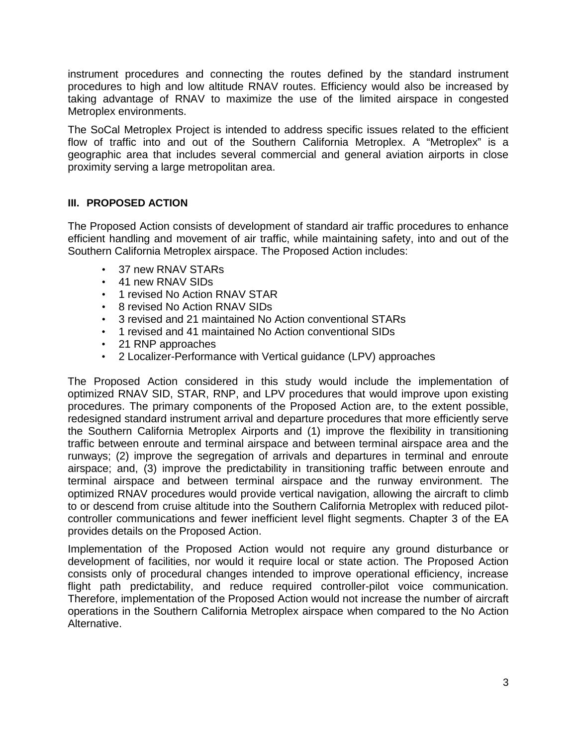instrument procedures and connecting the routes defined by the standard instrument procedures to high and low altitude RNAV routes. Efficiency would also be increased by taking advantage of RNAV to maximize the use of the limited airspace in congested Metroplex environments.

The SoCal Metroplex Project is intended to address specific issues related to the efficient flow of traffic into and out of the Southern California Metroplex. A "Metroplex" is a geographic area that includes several commercial and general aviation airports in close proximity serving a large metropolitan area.

## III. PROPOSED ACTION

The Proposed Action consists of development of standard air traffic procedures to enhance efficient handling and movement of air traffic, while maintaining safety, into and out of the Southern California Metroplex airspace. The Proposed Action includes:

- 37 new RNAV STARs
- 41 new RNAV SIDs
- 1 revised No Action RNAV STAR
- 8 revised No Action RNAV SIDs
- 3 revised and 21 maintained No Action conventional STARs
- 1 revised and 41 maintained No Action conventional SIDs
- 21 RNP approaches
- 2 Localizer-Performance with Vertical guidance (LPV) approaches

The Proposed Action considered in this study would include the implementation of optimized RNAV SID, STAR, RNP, and LPV procedures that would improve upon existing procedures. The primary components of the Proposed Action are, to the extent possible, redesigned standard instrument arrival and departure procedures that more efficiently serve the Southern California Metroplex Airports and (1) improve the flexibility in transitioning traffic between enroute and terminal airspace and between terminal airspace area and the runways; (2) improve the segregation of arrivals and departures in terminal and enroute airspace; and, (3) improve the predictability in transitioning traffic between enroute and terminal airspace and between terminal airspace and the runway environment. The optimized RNAV procedures would provide vertical navigation, allowing the aircraft to climb to or descend from cruise altitude into the Southern California Metroplex with reduced pilot-controller communications and fewer inefficient level flight segments. Chapter 3 of the EA provides details on the Proposed Action.

Implementation of the Proposed Action would not require any ground disturbance or development of facilities, nor would it require local or state action. The Proposed Action consists only of procedural changes intended to improve operational efficiency, increase flight path predictability, and reduce required controller-pilot voice communication. Therefore, implementation of the Proposed Action would not increase the number of aircraft operations in the Southern California Metroplex airspace when compared to the No Action Alternative.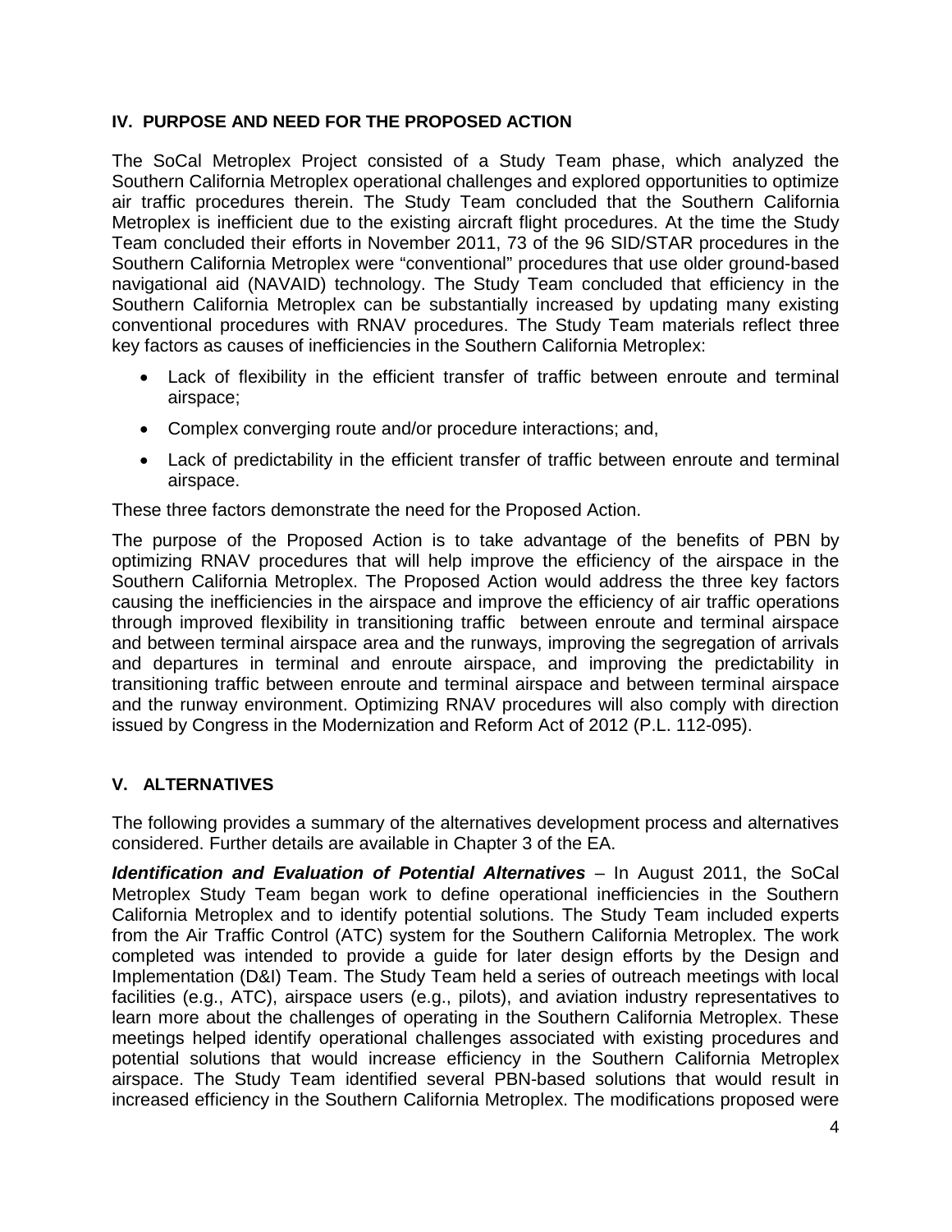## IV. PURPOSE AND NEED FOR THE PROPOSED ACTION

The SoCal Metroplex Project consisted of a Study Team phase, which analyzed the Southern California Metroplex operational challenges and explored opportunities to optimize air traffic procedures therein. The Study Team concluded that the Southern California Metroplex is inefficient due to the existing aircraft flight procedures. At the time the Study Team concluded their efforts in November 2011, 73 of the 96 SID/STAR procedures in the Southern California Metroplex were "conventional" procedures that use older ground-based navigational aid (NAVAID) technology. The Study Team concluded that efficiency in the Southern California Metroplex can be substantially increased by updating many existing conventional procedures with RNAV procedures. The Study Team materials reflect three key factors as causes of inefficiencies in the Southern California Metroplex:

- Lack of flexibility in the efficient transfer of traffic between enroute and terminal airspace;
- Complex converging route and/or procedure interactions; and,
- Lack of predictability in the efficient transfer of traffic between enroute and terminal airspace.

These three factors demonstrate the need for the Proposed Action.

The purpose of the Proposed Action is to take advantage of the benefits of PBN by optimizing RNAV procedures that will help improve the efficiency of the airspace in the Southern California Metroplex. The Proposed Action would address the three key factors causing the inefficiencies in the airspace and improve the efficiency of air traffic operations through improved flexibility in transitioning traffic between enroute and terminal airspace and between terminal airspace area and the runways, improving the segregation of arrivals and departures in terminal and enroute airspace, and improving the predictability in transitioning traffic between enroute and terminal airspace and between terminal airspace and the runway environment. Optimizing RNAV procedures will also comply with direction issued by Congress in the Modernization and Reform Act of 2012 (P.L. 112-095).

## V. ALTERNATIVES

The following provides a summary of the alternatives development process and alternatives considered. Further details are available in Chapter 3 of the EA.

***Identification and Evaluation of Potential Alternatives*** – In August 2011, the SoCal Metroplex Study Team began work to define operational inefficiencies in the Southern California Metroplex and to identify potential solutions. The Study Team included experts from the Air Traffic Control (ATC) system for the Southern California Metroplex. The work completed was intended to provide a guide for later design efforts by the Design and Implementation (D&I) Team. The Study Team held a series of outreach meetings with local facilities (e.g., ATC), airspace users (e.g., pilots), and aviation industry representatives to learn more about the challenges of operating in the Southern California Metroplex. These meetings helped identify operational challenges associated with existing procedures and potential solutions that would increase efficiency in the Southern California Metroplex airspace. The Study Team identified several PBN-based solutions that would result in increased efficiency in the Southern California Metroplex. The modifications proposed were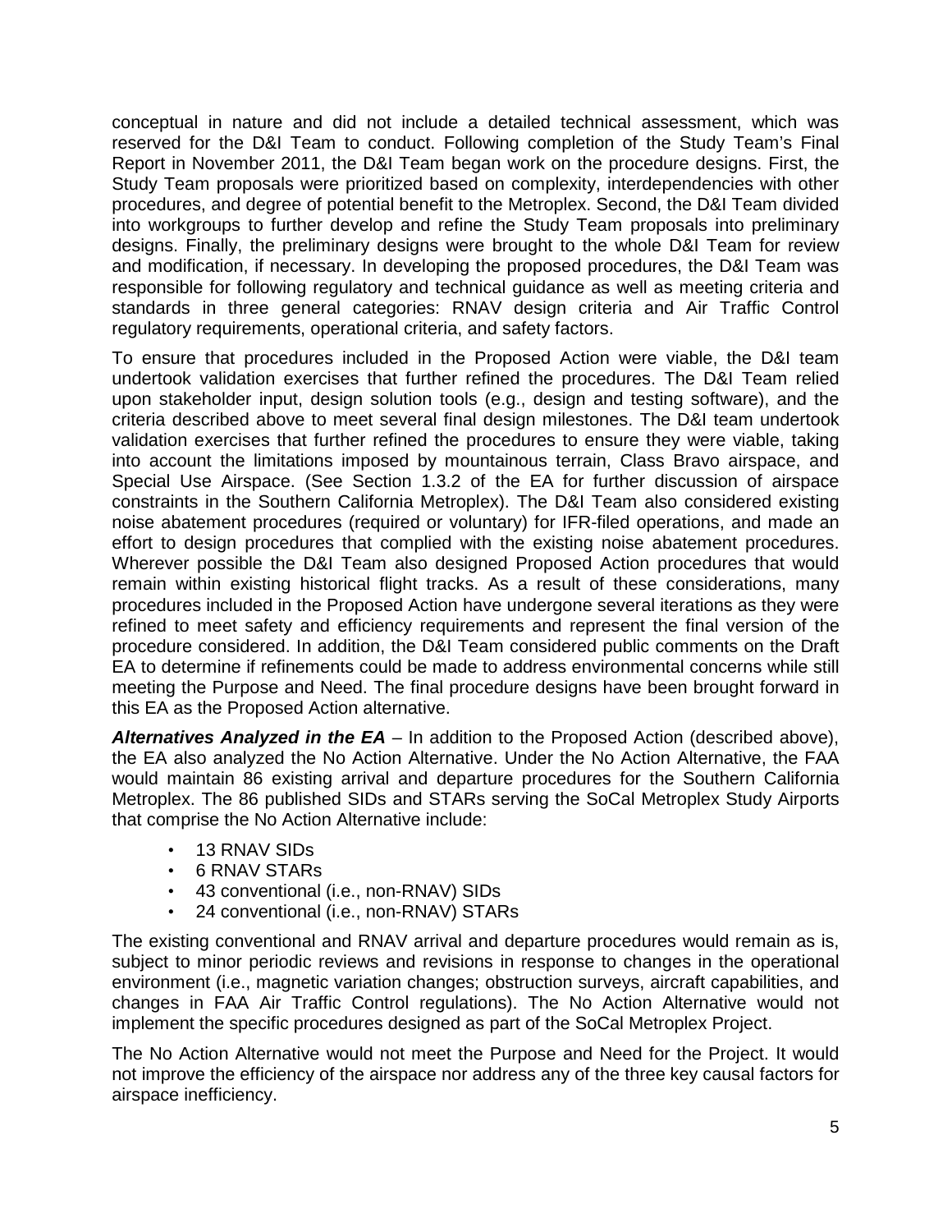conceptual in nature and did not include a detailed technical assessment, which was reserved for the D&I Team to conduct. Following completion of the Study Team's Final Report in November 2011, the D&I Team began work on the procedure designs. First, the Study Team proposals were prioritized based on complexity, interdependencies with other procedures, and degree of potential benefit to the Metroplex. Second, the D&I Team divided into workgroups to further develop and refine the Study Team proposals into preliminary designs. Finally, the preliminary designs were brought to the whole D&I Team for review and modification, if necessary. In developing the proposed procedures, the D&I Team was responsible for following regulatory and technical guidance as well as meeting criteria and standards in three general categories: RNAV design criteria and Air Traffic Control regulatory requirements, operational criteria, and safety factors.

To ensure that procedures included in the Proposed Action were viable, the D&I team undertook validation exercises that further refined the procedures. The D&I Team relied upon stakeholder input, design solution tools (e.g., design and testing software), and the criteria described above to meet several final design milestones. The D&I team undertook validation exercises that further refined the procedures to ensure they were viable, taking into account the limitations imposed by mountainous terrain, Class Bravo airspace, and Special Use Airspace. (See Section 1.3.2 of the EA for further discussion of airspace constraints in the Southern California Metroplex). The D&I Team also considered existing noise abatement procedures (required or voluntary) for IFR-filed operations, and made an effort to design procedures that complied with the existing noise abatement procedures. Wherever possible the D&I Team also designed Proposed Action procedures that would remain within existing historical flight tracks. As a result of these considerations, many procedures included in the Proposed Action have undergone several iterations as they were refined to meet safety and efficiency requirements and represent the final version of the procedure considered. In addition, the D&I Team considered public comments on the Draft EA to determine if refinements could be made to address environmental concerns while still meeting the Purpose and Need. The final procedure designs have been brought forward in this EA as the Proposed Action alternative.

***Alternatives Analyzed in the EA*** – In addition to the Proposed Action (described above), the EA also analyzed the No Action Alternative. Under the No Action Alternative, the FAA would maintain 86 existing arrival and departure procedures for the Southern California Metroplex. The 86 published SIDs and STARs serving the SoCal Metroplex Study Airports that comprise the No Action Alternative include:

- 13 RNAV SIDs
- 6 RNAV STARs
- 43 conventional (i.e., non-RNAV) SIDs
- 24 conventional (i.e., non-RNAV) STARs

The existing conventional and RNAV arrival and departure procedures would remain as is, subject to minor periodic reviews and revisions in response to changes in the operational environment (i.e., magnetic variation changes; obstruction surveys, aircraft capabilities, and changes in FAA Air Traffic Control regulations). The No Action Alternative would not implement the specific procedures designed as part of the SoCal Metroplex Project.

The No Action Alternative would not meet the Purpose and Need for the Project. It would not improve the efficiency of the airspace nor address any of the three key causal factors for airspace inefficiency.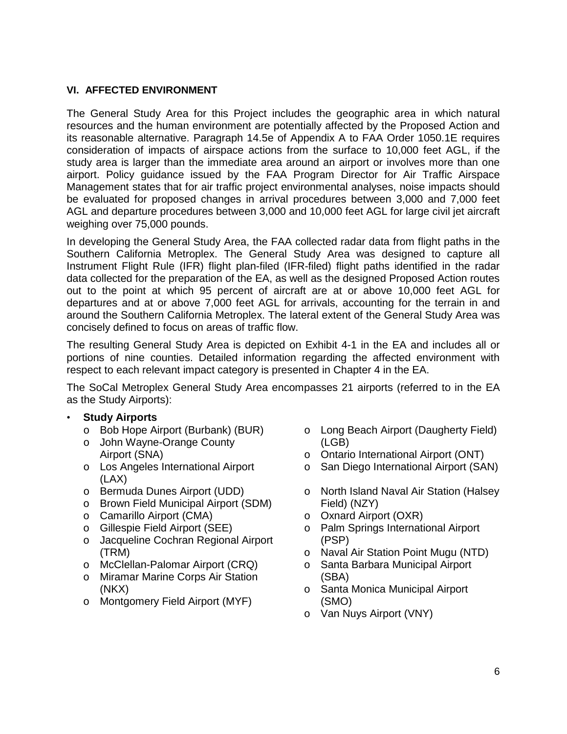## VI. AFFECTED ENVIRONMENT

The General Study Area for this Project includes the geographic area in which natural resources and the human environment are potentially affected by the Proposed Action and its reasonable alternative. Paragraph 14.5e of Appendix A to FAA Order 1050.1E requires consideration of impacts of airspace actions from the surface to 10,000 feet AGL, if the study area is larger than the immediate area around an airport or involves more than one airport. Policy guidance issued by the FAA Program Director for Air Traffic Airspace Management states that for air traffic project environmental analyses, noise impacts should be evaluated for proposed changes in arrival procedures between 3,000 and 7,000 feet AGL and departure procedures between 3,000 and 10,000 feet AGL for large civil jet aircraft weighing over 75,000 pounds.

In developing the General Study Area, the FAA collected radar data from flight paths in the Southern California Metroplex. The General Study Area was designed to capture all Instrument Flight Rule (IFR) flight plan-filed (IFR-filed) flight paths identified in the radar data collected for the preparation of the EA, as well as the designed Proposed Action routes out to the point at which 95 percent of aircraft are at or above 10,000 feet AGL for departures and at or above 7,000 feet AGL for arrivals, accounting for the terrain in and around the Southern California Metroplex. The lateral extent of the General Study Area was concisely defined to focus on areas of traffic flow.

The resulting General Study Area is depicted on Exhibit 4-1 in the EA and includes all or portions of nine counties. Detailed information regarding the affected environment with respect to each relevant impact category is presented in Chapter 4 in the EA.

The SoCal Metroplex General Study Area encompasses 21 airports (referred to in the EA as the Study Airports):

- **Study Airports**
  - Bob Hope Airport (Burbank) (BUR)
  - John Wayne-Orange County Airport (SNA)
  - Los Angeles International Airport (LAX)
  - Bermuda Dunes Airport (UDD)
  - Brown Field Municipal Airport (SDM)
  - Camarillo Airport (CMA)
  - Gillespie Field Airport (SEE)
  - Jacqueline Cochran Regional Airport (TRM)
  - McClellan-Palomar Airport (CRQ)
  - Miramar Marine Corps Air Station (NKX)
  - Montgomery Field Airport (MYF)
  - Long Beach Airport (Daugherty Field) (LGB)
  - Ontario International Airport (ONT)
  - San Diego International Airport (SAN)
  - North Island Naval Air Station (Halsey Field) (NZY)
  - Oxnard Airport (OXR)
  - Palm Springs International Airport (PSP)
  - Naval Air Station Point Mugu (NTD)
  - Santa Barbara Municipal Airport (SBA)
  - Santa Monica Municipal Airport (SMO)
  - Van Nuys Airport (VNY)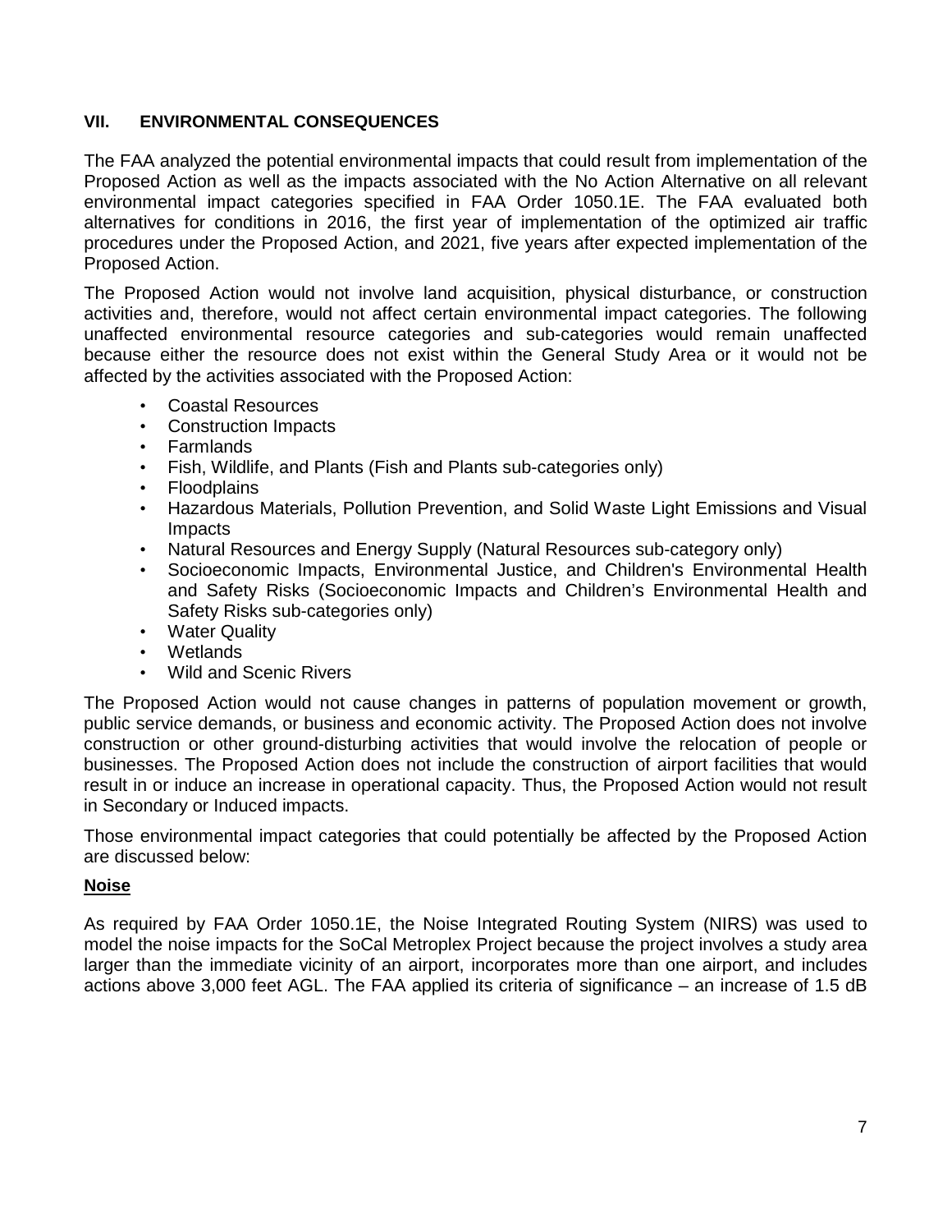## VII. ENVIRONMENTAL CONSEQUENCES

The FAA analyzed the potential environmental impacts that could result from implementation of the Proposed Action as well as the impacts associated with the No Action Alternative on all relevant environmental impact categories specified in FAA Order 1050.1E. The FAA evaluated both alternatives for conditions in 2016, the first year of implementation of the optimized air traffic procedures under the Proposed Action, and 2021, five years after expected implementation of the Proposed Action.

The Proposed Action would not involve land acquisition, physical disturbance, or construction activities and, therefore, would not affect certain environmental impact categories. The following unaffected environmental resource categories and sub-categories would remain unaffected because either the resource does not exist within the General Study Area or it would not be affected by the activities associated with the Proposed Action:

- Coastal Resources
- Construction Impacts
- Farmlands
- Fish, Wildlife, and Plants (Fish and Plants sub-categories only)
- Floodplains
- Hazardous Materials, Pollution Prevention, and Solid Waste Light Emissions and Visual Impacts
- Natural Resources and Energy Supply (Natural Resources sub-category only)
- Socioeconomic Impacts, Environmental Justice, and Children's Environmental Health and Safety Risks (Socioeconomic Impacts and Children's Environmental Health and Safety Risks sub-categories only)
- Water Quality
- Wetlands
- Wild and Scenic Rivers

The Proposed Action would not cause changes in patterns of population movement or growth, public service demands, or business and economic activity. The Proposed Action does not involve construction or other ground-disturbing activities that would involve the relocation of people or businesses. The Proposed Action does not include the construction of airport facilities that would result in or induce an increase in operational capacity. Thus, the Proposed Action would not result in Secondary or Induced impacts.

Those environmental impact categories that could potentially be affected by the Proposed Action are discussed below:

### **Noise**

As required by FAA Order 1050.1E, the Noise Integrated Routing System (NIRS) was used to model the noise impacts for the SoCal Metroplex Project because the project involves a study area larger than the immediate vicinity of an airport, incorporates more than one airport, and includes actions above 3,000 feet AGL. The FAA applied its criteria of significance – an increase of 1.5 dB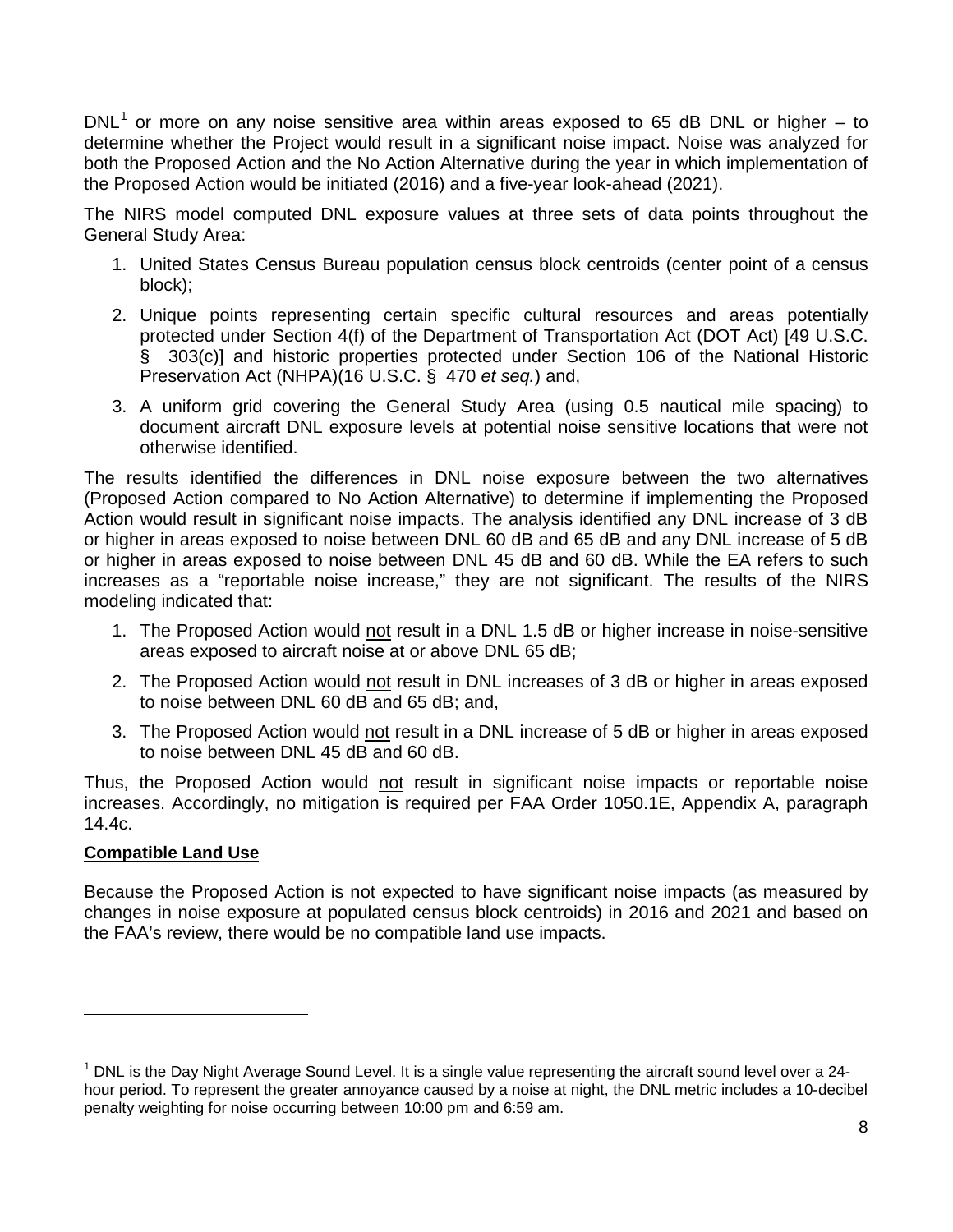DNL[1] or more on any noise sensitive area within areas exposed to 65 dB DNL or higher – to determine whether the Project would result in a significant noise impact. Noise was analyzed for both the Proposed Action and the No Action Alternative during the year in which implementation of the Proposed Action would be initiated (2016) and a five-year look-ahead (2021).

The NIRS model computed DNL exposure values at three sets of data points throughout the General Study Area:

1. United States Census Bureau population census block centroids (center point of a census block);
2. Unique points representing certain specific cultural resources and areas potentially protected under Section 4(f) of the Department of Transportation Act (DOT Act) [49 U.S.C. § 303(c)] and historic properties protected under Section 106 of the National Historic Preservation Act (NHPA)(16 U.S.C. § 470 *et seq.*) and,
3. A uniform grid covering the General Study Area (using 0.5 nautical mile spacing) to document aircraft DNL exposure levels at potential noise sensitive locations that were not otherwise identified.

The results identified the differences in DNL noise exposure between the two alternatives (Proposed Action compared to No Action Alternative) to determine if implementing the Proposed Action would result in significant noise impacts. The analysis identified any DNL increase of 3 dB or higher in areas exposed to noise between DNL 60 dB and 65 dB and any DNL increase of 5 dB or higher in areas exposed to noise between DNL 45 dB and 60 dB. While the EA refers to such increases as a "reportable noise increase," they are not significant. The results of the NIRS modeling indicated that:

1. The Proposed Action would <u>not</u> result in a DNL 1.5 dB or higher increase in noise-sensitive areas exposed to aircraft noise at or above DNL 65 dB;
2. The Proposed Action would <u>not</u> result in DNL increases of 3 dB or higher in areas exposed to noise between DNL 60 dB and 65 dB; and,
3. The Proposed Action would <u>not</u> result in a DNL increase of 5 dB or higher in areas exposed to noise between DNL 45 dB and 60 dB.

Thus, the Proposed Action would <u>not</u> result in significant noise impacts or reportable noise increases. Accordingly, no mitigation is required per FAA Order 1050.1E, Appendix A, paragraph 14.4c.

**<u>Compatible Land Use</u>**

Because the Proposed Action is not expected to have significant noise impacts (as measured by changes in noise exposure at populated census block centroids) in 2016 and 2021 and based on the FAA's review, there would be no compatible land use impacts.

---

[1] DNL is the Day Night Average Sound Level. It is a single value representing the aircraft sound level over a 24-hour period. To represent the greater annoyance caused by a noise at night, the DNL metric includes a 10-decibel penalty weighting for noise occurring between 10:00 pm and 6:59 am.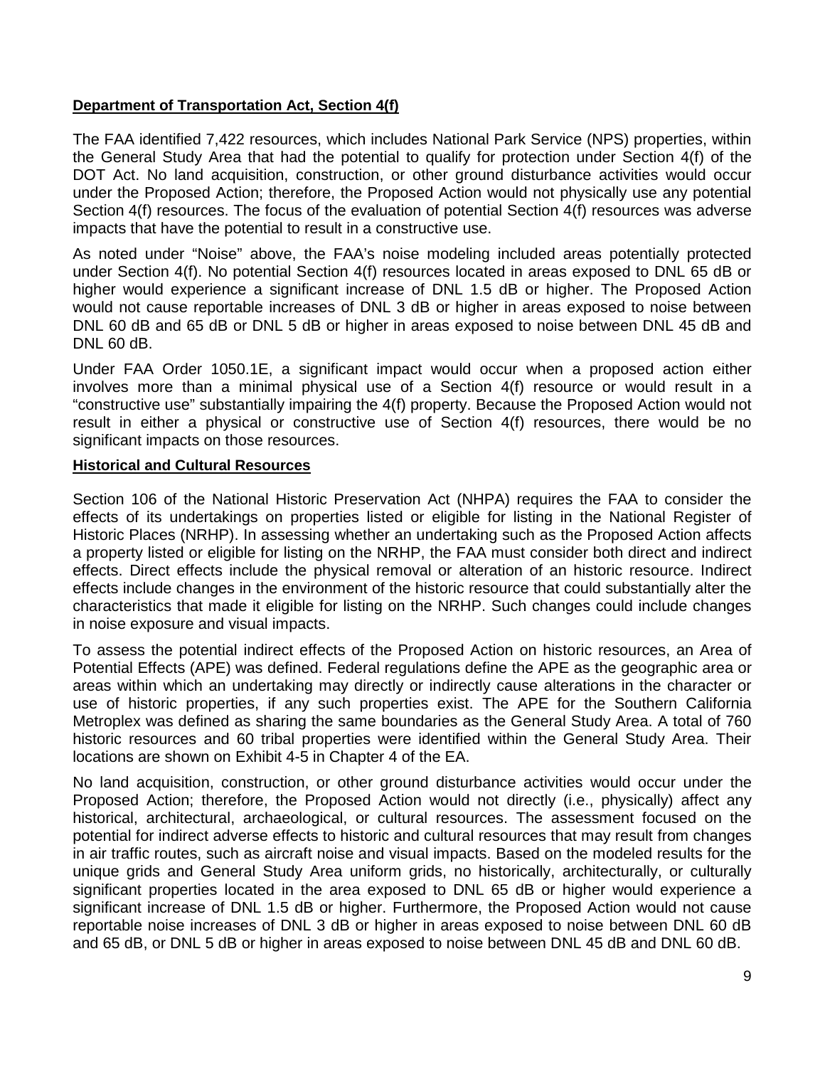**Department of Transportation Act, Section 4(f)**

The FAA identified 7,422 resources, which includes National Park Service (NPS) properties, within the General Study Area that had the potential to qualify for protection under Section 4(f) of the DOT Act. No land acquisition, construction, or other ground disturbance activities would occur under the Proposed Action; therefore, the Proposed Action would not physically use any potential Section 4(f) resources. The focus of the evaluation of potential Section 4(f) resources was adverse impacts that have the potential to result in a constructive use.

As noted under "Noise" above, the FAA's noise modeling included areas potentially protected under Section 4(f). No potential Section 4(f) resources located in areas exposed to DNL 65 dB or higher would experience a significant increase of DNL 1.5 dB or higher. The Proposed Action would not cause reportable increases of DNL 3 dB or higher in areas exposed to noise between DNL 60 dB and 65 dB or DNL 5 dB or higher in areas exposed to noise between DNL 45 dB and DNL 60 dB.

Under FAA Order 1050.1E, a significant impact would occur when a proposed action either involves more than a minimal physical use of a Section 4(f) resource or would result in a "constructive use" substantially impairing the 4(f) property. Because the Proposed Action would not result in either a physical or constructive use of Section 4(f) resources, there would be no significant impacts on those resources.

**Historical and Cultural Resources**

Section 106 of the National Historic Preservation Act (NHPA) requires the FAA to consider the effects of its undertakings on properties listed or eligible for listing in the National Register of Historic Places (NRHP). In assessing whether an undertaking such as the Proposed Action affects a property listed or eligible for listing on the NRHP, the FAA must consider both direct and indirect effects. Direct effects include the physical removal or alteration of an historic resource. Indirect effects include changes in the environment of the historic resource that could substantially alter the characteristics that made it eligible for listing on the NRHP. Such changes could include changes in noise exposure and visual impacts.

To assess the potential indirect effects of the Proposed Action on historic resources, an Area of Potential Effects (APE) was defined. Federal regulations define the APE as the geographic area or areas within which an undertaking may directly or indirectly cause alterations in the character or use of historic properties, if any such properties exist. The APE for the Southern California Metroplex was defined as sharing the same boundaries as the General Study Area. A total of 760 historic resources and 60 tribal properties were identified within the General Study Area. Their locations are shown on Exhibit 4-5 in Chapter 4 of the EA.

No land acquisition, construction, or other ground disturbance activities would occur under the Proposed Action; therefore, the Proposed Action would not directly (i.e., physically) affect any historical, architectural, archaeological, or cultural resources. The assessment focused on the potential for indirect adverse effects to historic and cultural resources that may result from changes in air traffic routes, such as aircraft noise and visual impacts. Based on the modeled results for the unique grids and General Study Area uniform grids, no historically, architecturally, or culturally significant properties located in the area exposed to DNL 65 dB or higher would experience a significant increase of DNL 1.5 dB or higher. Furthermore, the Proposed Action would not cause reportable noise increases of DNL 3 dB or higher in areas exposed to noise between DNL 60 dB and 65 dB, or DNL 5 dB or higher in areas exposed to noise between DNL 45 dB and DNL 60 dB.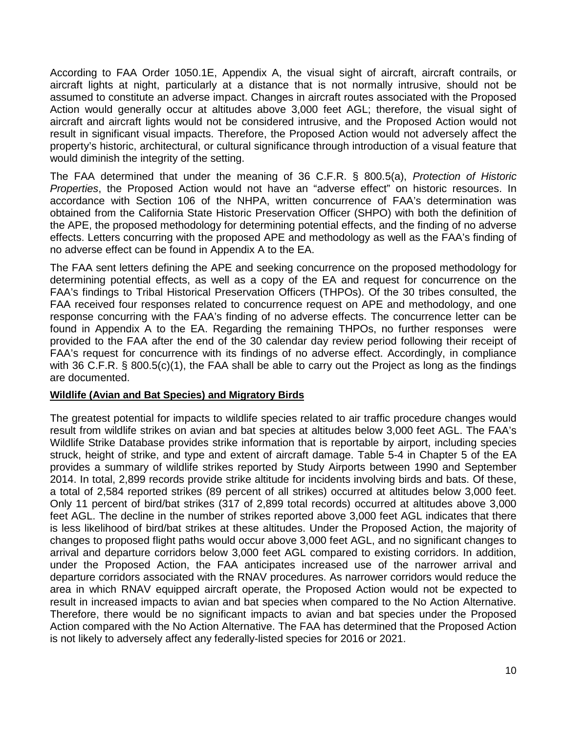According to FAA Order 1050.1E, Appendix A, the visual sight of aircraft, aircraft contrails, or aircraft lights at night, particularly at a distance that is not normally intrusive, should not be assumed to constitute an adverse impact. Changes in aircraft routes associated with the Proposed Action would generally occur at altitudes above 3,000 feet AGL; therefore, the visual sight of aircraft and aircraft lights would not be considered intrusive, and the Proposed Action would not result in significant visual impacts. Therefore, the Proposed Action would not adversely affect the property's historic, architectural, or cultural significance through introduction of a visual feature that would diminish the integrity of the setting.

The FAA determined that under the meaning of 36 C.F.R. § 800.5(a), *Protection of Historic Properties*, the Proposed Action would not have an "adverse effect" on historic resources. In accordance with Section 106 of the NHPA, written concurrence of FAA's determination was obtained from the California State Historic Preservation Officer (SHPO) with both the definition of the APE, the proposed methodology for determining potential effects, and the finding of no adverse effects. Letters concurring with the proposed APE and methodology as well as the FAA's finding of no adverse effect can be found in Appendix A to the EA.

The FAA sent letters defining the APE and seeking concurrence on the proposed methodology for determining potential effects, as well as a copy of the EA and request for concurrence on the FAA's findings to Tribal Historical Preservation Officers (THPOs). Of the 30 tribes consulted, the FAA received four responses related to concurrence request on APE and methodology, and one response concurring with the FAA's finding of no adverse effects. The concurrence letter can be found in Appendix A to the EA. Regarding the remaining THPOs, no further responses were provided to the FAA after the end of the 30 calendar day review period following their receipt of FAA's request for concurrence with its findings of no adverse effect. Accordingly, in compliance with 36 C.F.R. § 800.5(c)(1), the FAA shall be able to carry out the Project as long as the findings are documented.

**Wildlife (Avian and Bat Species) and Migratory Birds**

The greatest potential for impacts to wildlife species related to air traffic procedure changes would result from wildlife strikes on avian and bat species at altitudes below 3,000 feet AGL. The FAA's Wildlife Strike Database provides strike information that is reportable by airport, including species struck, height of strike, and type and extent of aircraft damage. Table 5-4 in Chapter 5 of the EA provides a summary of wildlife strikes reported by Study Airports between 1990 and September 2014. In total, 2,899 records provide strike altitude for incidents involving birds and bats. Of these, a total of 2,584 reported strikes (89 percent of all strikes) occurred at altitudes below 3,000 feet. Only 11 percent of bird/bat strikes (317 of 2,899 total records) occurred at altitudes above 3,000 feet AGL. The decline in the number of strikes reported above 3,000 feet AGL indicates that there is less likelihood of bird/bat strikes at these altitudes. Under the Proposed Action, the majority of changes to proposed flight paths would occur above 3,000 feet AGL, and no significant changes to arrival and departure corridors below 3,000 feet AGL compared to existing corridors. In addition, under the Proposed Action, the FAA anticipates increased use of the narrower arrival and departure corridors associated with the RNAV procedures. As narrower corridors would reduce the area in which RNAV equipped aircraft operate, the Proposed Action would not be expected to result in increased impacts to avian and bat species when compared to the No Action Alternative. Therefore, there would be no significant impacts to avian and bat species under the Proposed Action compared with the No Action Alternative. The FAA has determined that the Proposed Action is not likely to adversely affect any federally-listed species for 2016 or 2021.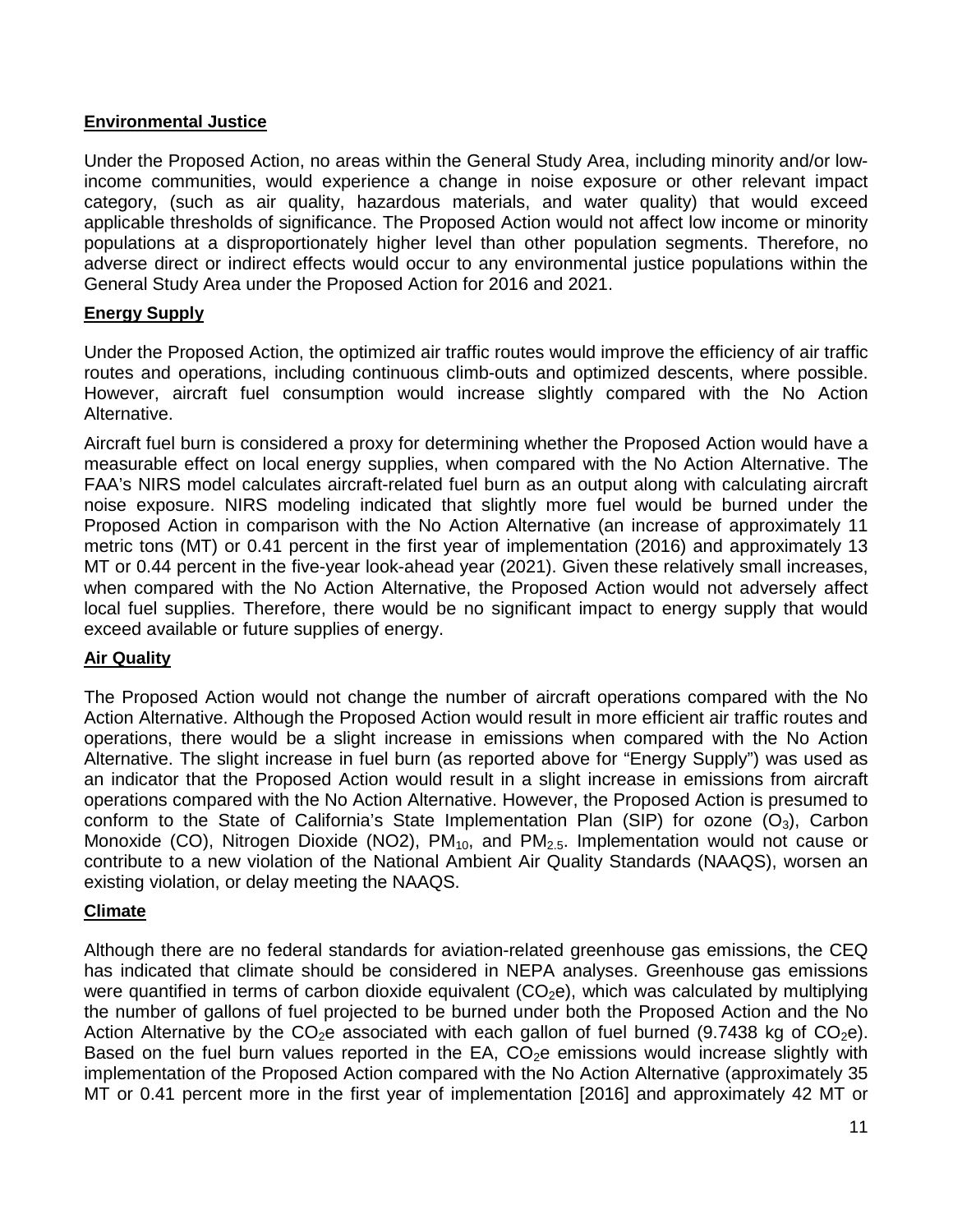**Environmental Justice**

Under the Proposed Action, no areas within the General Study Area, including minority and/or low-income communities, would experience a change in noise exposure or other relevant impact category, (such as air quality, hazardous materials, and water quality) that would exceed applicable thresholds of significance. The Proposed Action would not affect low income or minority populations at a disproportionately higher level than other population segments. Therefore, no adverse direct or indirect effects would occur to any environmental justice populations within the General Study Area under the Proposed Action for 2016 and 2021.

**Energy Supply**

Under the Proposed Action, the optimized air traffic routes would improve the efficiency of air traffic routes and operations, including continuous climb-outs and optimized descents, where possible. However, aircraft fuel consumption would increase slightly compared with the No Action Alternative.

Aircraft fuel burn is considered a proxy for determining whether the Proposed Action would have a measurable effect on local energy supplies, when compared with the No Action Alternative. The FAA's NIRS model calculates aircraft-related fuel burn as an output along with calculating aircraft noise exposure. NIRS modeling indicated that slightly more fuel would be burned under the Proposed Action in comparison with the No Action Alternative (an increase of approximately 11 metric tons (MT) or 0.41 percent in the first year of implementation (2016) and approximately 13 MT or 0.44 percent in the five-year look-ahead year (2021). Given these relatively small increases, when compared with the No Action Alternative, the Proposed Action would not adversely affect local fuel supplies. Therefore, there would be no significant impact to energy supply that would exceed available or future supplies of energy.

**Air Quality**

The Proposed Action would not change the number of aircraft operations compared with the No Action Alternative. Although the Proposed Action would result in more efficient air traffic routes and operations, there would be a slight increase in emissions when compared with the No Action Alternative. The slight increase in fuel burn (as reported above for "Energy Supply") was used as an indicator that the Proposed Action would result in a slight increase in emissions from aircraft operations compared with the No Action Alternative. However, the Proposed Action is presumed to conform to the State of California's State Implementation Plan (SIP) for ozone ($O_3$), Carbon Monoxide (CO), Nitrogen Dioxide (NO2), $PM_{10}$, and $PM_{2.5}$. Implementation would not cause or contribute to a new violation of the National Ambient Air Quality Standards (NAAQS), worsen an existing violation, or delay meeting the NAAQS.

**Climate**

Although there are no federal standards for aviation-related greenhouse gas emissions, the CEQ has indicated that climate should be considered in NEPA analyses. Greenhouse gas emissions were quantified in terms of carbon dioxide equivalent ($CO_2e$), which was calculated by multiplying the number of gallons of fuel projected to be burned under both the Proposed Action and the No Action Alternative by the $CO_2e$ associated with each gallon of fuel burned (9.7438 kg of $CO_2e$). Based on the fuel burn values reported in the EA, $CO_2e$ emissions would increase slightly with implementation of the Proposed Action compared with the No Action Alternative (approximately 35 MT or 0.41 percent more in the first year of implementation [2016] and approximately 42 MT or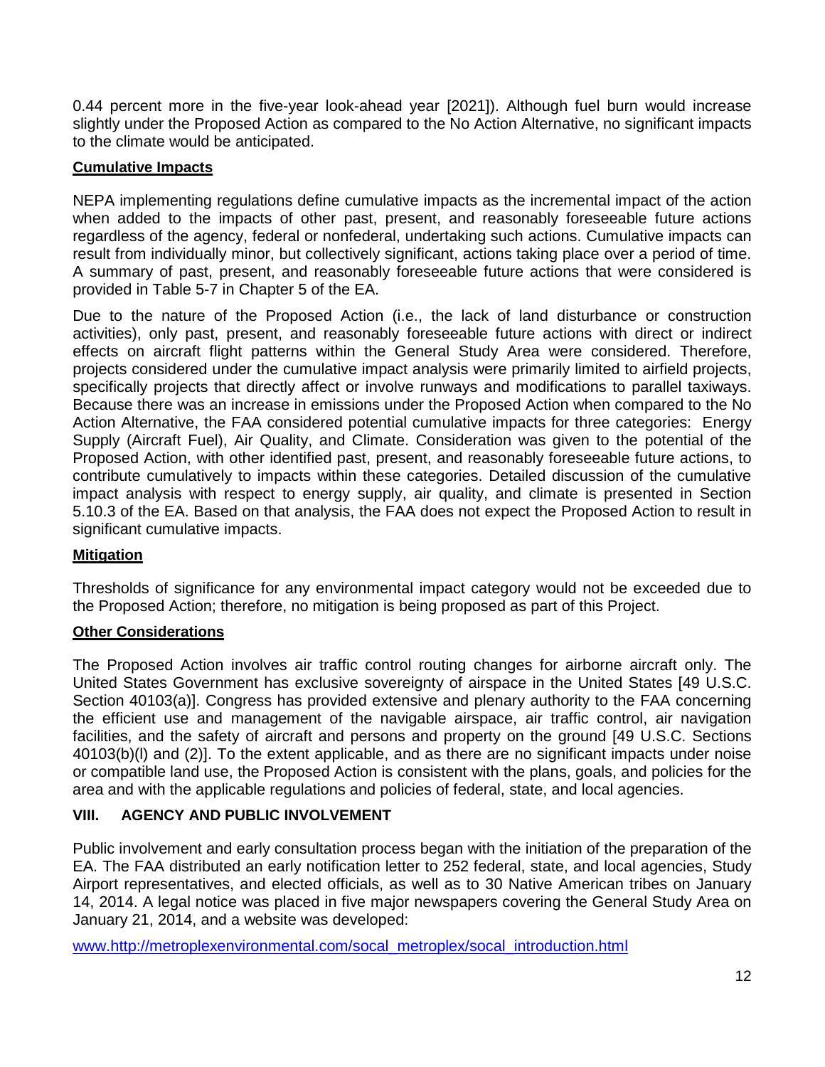0.44 percent more in the five-year look-ahead year [2021]). Although fuel burn would increase slightly under the Proposed Action as compared to the No Action Alternative, no significant impacts to the climate would be anticipated.

**Cumulative Impacts**

NEPA implementing regulations define cumulative impacts as the incremental impact of the action when added to the impacts of other past, present, and reasonably foreseeable future actions regardless of the agency, federal or nonfederal, undertaking such actions. Cumulative impacts can result from individually minor, but collectively significant, actions taking place over a period of time. A summary of past, present, and reasonably foreseeable future actions that were considered is provided in Table 5-7 in Chapter 5 of the EA.

Due to the nature of the Proposed Action (i.e., the lack of land disturbance or construction activities), only past, present, and reasonably foreseeable future actions with direct or indirect effects on aircraft flight patterns within the General Study Area were considered. Therefore, projects considered under the cumulative impact analysis were primarily limited to airfield projects, specifically projects that directly affect or involve runways and modifications to parallel taxiways. Because there was an increase in emissions under the Proposed Action when compared to the No Action Alternative, the FAA considered potential cumulative impacts for three categories: Energy Supply (Aircraft Fuel), Air Quality, and Climate. Consideration was given to the potential of the Proposed Action, with other identified past, present, and reasonably foreseeable future actions, to contribute cumulatively to impacts within these categories. Detailed discussion of the cumulative impact analysis with respect to energy supply, air quality, and climate is presented in Section 5.10.3 of the EA. Based on that analysis, the FAA does not expect the Proposed Action to result in significant cumulative impacts.

**Mitigation**

Thresholds of significance for any environmental impact category would not be exceeded due to the Proposed Action; therefore, no mitigation is being proposed as part of this Project.

**Other Considerations**

The Proposed Action involves air traffic control routing changes for airborne aircraft only. The United States Government has exclusive sovereignty of airspace in the United States [49 U.S.C. Section 40103(a)]. Congress has provided extensive and plenary authority to the FAA concerning the efficient use and management of the navigable airspace, air traffic control, air navigation facilities, and the safety of aircraft and persons and property on the ground [49 U.S.C. Sections 40103(b)(l) and (2)]. To the extent applicable, and as there are no significant impacts under noise or compatible land use, the Proposed Action is consistent with the plans, goals, and policies for the area and with the applicable regulations and policies of federal, state, and local agencies.

## VIII. AGENCY AND PUBLIC INVOLVEMENT

Public involvement and early consultation process began with the initiation of the preparation of the EA. The FAA distributed an early notification letter to 252 federal, state, and local agencies, Study Airport representatives, and elected officials, as well as to 30 Native American tribes on January 14, 2014. A legal notice was placed in five major newspapers covering the General Study Area on January 21, 2014, and a website was developed:

www.http://metroplexenvironmental.com/socal_metroplex/socal_introduction.html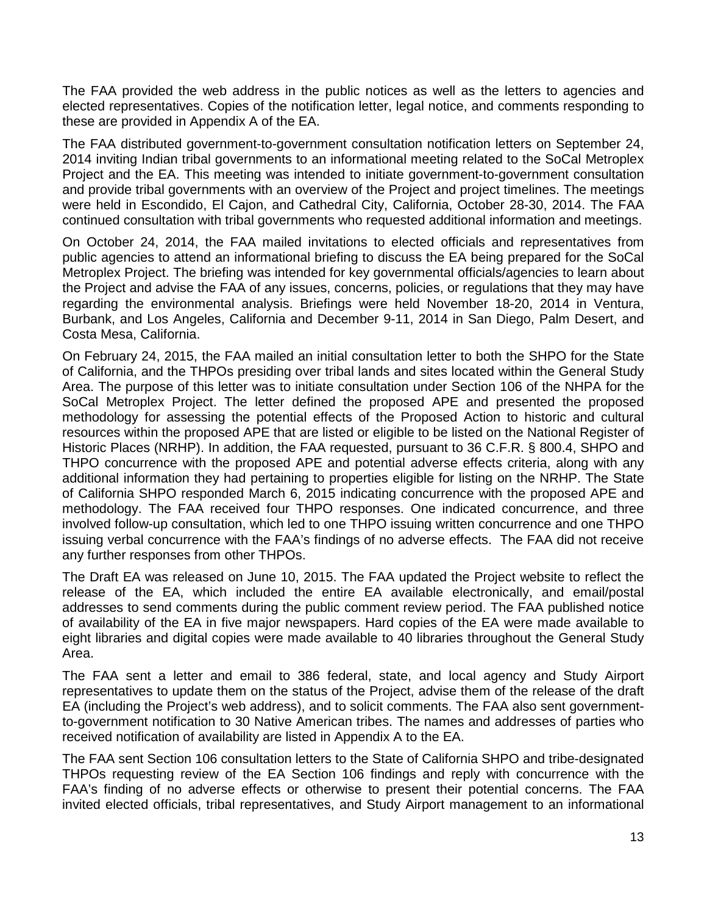The FAA provided the web address in the public notices as well as the letters to agencies and elected representatives. Copies of the notification letter, legal notice, and comments responding to these are provided in Appendix A of the EA.

The FAA distributed government-to-government consultation notification letters on September 24, 2014 inviting Indian tribal governments to an informational meeting related to the SoCal Metroplex Project and the EA. This meeting was intended to initiate government-to-government consultation and provide tribal governments with an overview of the Project and project timelines. The meetings were held in Escondido, El Cajon, and Cathedral City, California, October 28-30, 2014. The FAA continued consultation with tribal governments who requested additional information and meetings.

On October 24, 2014, the FAA mailed invitations to elected officials and representatives from public agencies to attend an informational briefing to discuss the EA being prepared for the SoCal Metroplex Project. The briefing was intended for key governmental officials/agencies to learn about the Project and advise the FAA of any issues, concerns, policies, or regulations that they may have regarding the environmental analysis. Briefings were held November 18-20, 2014 in Ventura, Burbank, and Los Angeles, California and December 9-11, 2014 in San Diego, Palm Desert, and Costa Mesa, California.

On February 24, 2015, the FAA mailed an initial consultation letter to both the SHPO for the State of California, and the THPOs presiding over tribal lands and sites located within the General Study Area. The purpose of this letter was to initiate consultation under Section 106 of the NHPA for the SoCal Metroplex Project. The letter defined the proposed APE and presented the proposed methodology for assessing the potential effects of the Proposed Action to historic and cultural resources within the proposed APE that are listed or eligible to be listed on the National Register of Historic Places (NRHP). In addition, the FAA requested, pursuant to 36 C.F.R. § 800.4, SHPO and THPO concurrence with the proposed APE and potential adverse effects criteria, along with any additional information they had pertaining to properties eligible for listing on the NRHP. The State of California SHPO responded March 6, 2015 indicating concurrence with the proposed APE and methodology. The FAA received four THPO responses. One indicated concurrence, and three involved follow-up consultation, which led to one THPO issuing written concurrence and one THPO issuing verbal concurrence with the FAA's findings of no adverse effects. The FAA did not receive any further responses from other THPOs.

The Draft EA was released on June 10, 2015. The FAA updated the Project website to reflect the release of the EA, which included the entire EA available electronically, and email/postal addresses to send comments during the public comment review period. The FAA published notice of availability of the EA in five major newspapers. Hard copies of the EA were made available to eight libraries and digital copies were made available to 40 libraries throughout the General Study Area.

The FAA sent a letter and email to 386 federal, state, and local agency and Study Airport representatives to update them on the status of the Project, advise them of the release of the draft EA (including the Project's web address), and to solicit comments. The FAA also sent government-to-government notification to 30 Native American tribes. The names and addresses of parties who received notification of availability are listed in Appendix A to the EA.

The FAA sent Section 106 consultation letters to the State of California SHPO and tribe-designated THPOs requesting review of the EA Section 106 findings and reply with concurrence with the FAA's finding of no adverse effects or otherwise to present their potential concerns. The FAA invited elected officials, tribal representatives, and Study Airport management to an informational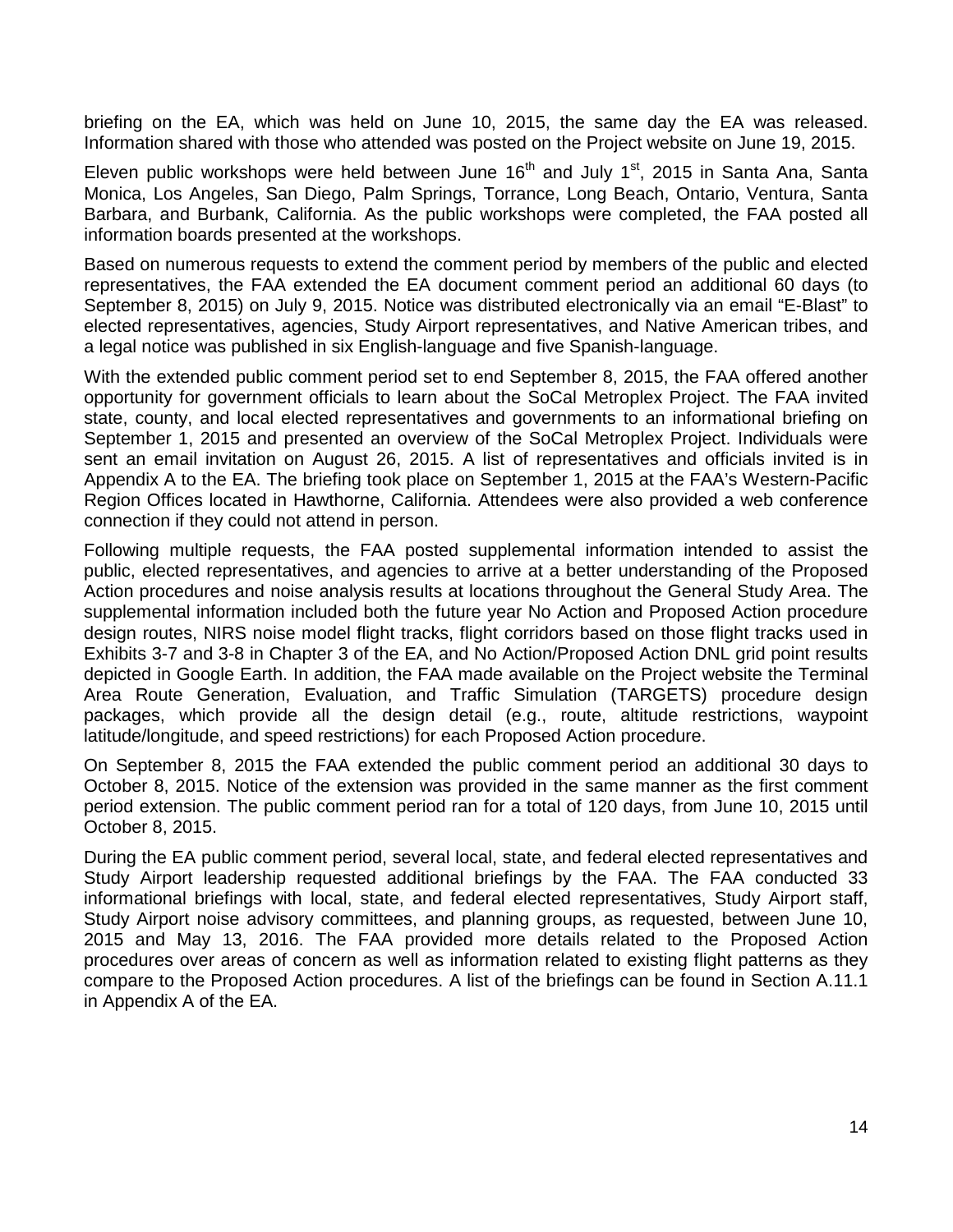briefing on the EA, which was held on June 10, 2015, the same day the EA was released. Information shared with those who attended was posted on the Project website on June 19, 2015.

Eleven public workshops were held between June 16th and July 1st, 2015 in Santa Ana, Santa Monica, Los Angeles, San Diego, Palm Springs, Torrance, Long Beach, Ontario, Ventura, Santa Barbara, and Burbank, California. As the public workshops were completed, the FAA posted all information boards presented at the workshops.

Based on numerous requests to extend the comment period by members of the public and elected representatives, the FAA extended the EA document comment period an additional 60 days (to September 8, 2015) on July 9, 2015. Notice was distributed electronically via an email "E-Blast" to elected representatives, agencies, Study Airport representatives, and Native American tribes, and a legal notice was published in six English-language and five Spanish-language.

With the extended public comment period set to end September 8, 2015, the FAA offered another opportunity for government officials to learn about the SoCal Metroplex Project. The FAA invited state, county, and local elected representatives and governments to an informational briefing on September 1, 2015 and presented an overview of the SoCal Metroplex Project. Individuals were sent an email invitation on August 26, 2015. A list of representatives and officials invited is in Appendix A to the EA. The briefing took place on September 1, 2015 at the FAA's Western-Pacific Region Offices located in Hawthorne, California. Attendees were also provided a web conference connection if they could not attend in person.

Following multiple requests, the FAA posted supplemental information intended to assist the public, elected representatives, and agencies to arrive at a better understanding of the Proposed Action procedures and noise analysis results at locations throughout the General Study Area. The supplemental information included both the future year No Action and Proposed Action procedure design routes, NIRS noise model flight tracks, flight corridors based on those flight tracks used in Exhibits 3-7 and 3-8 in Chapter 3 of the EA, and No Action/Proposed Action DNL grid point results depicted in Google Earth. In addition, the FAA made available on the Project website the Terminal Area Route Generation, Evaluation, and Traffic Simulation (TARGETS) procedure design packages, which provide all the design detail (e.g., route, altitude restrictions, waypoint latitude/longitude, and speed restrictions) for each Proposed Action procedure.

On September 8, 2015 the FAA extended the public comment period an additional 30 days to October 8, 2015. Notice of the extension was provided in the same manner as the first comment period extension. The public comment period ran for a total of 120 days, from June 10, 2015 until October 8, 2015.

During the EA public comment period, several local, state, and federal elected representatives and Study Airport leadership requested additional briefings by the FAA. The FAA conducted 33 informational briefings with local, state, and federal elected representatives, Study Airport staff, Study Airport noise advisory committees, and planning groups, as requested, between June 10, 2015 and May 13, 2016. The FAA provided more details related to the Proposed Action procedures over areas of concern as well as information related to existing flight patterns as they compare to the Proposed Action procedures. A list of the briefings can be found in Section A.11.1 in Appendix A of the EA.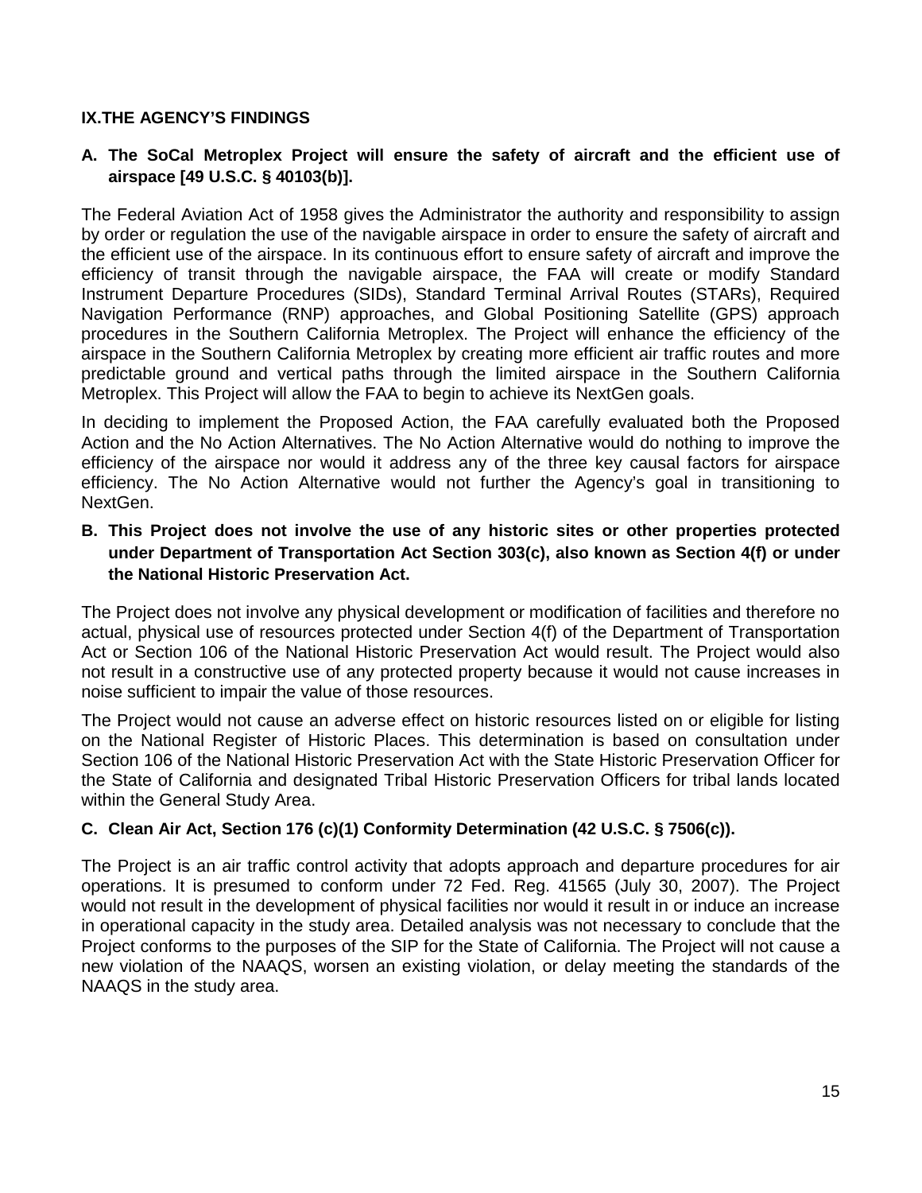## IX. THE AGENCY'S FINDINGS

### A. The SoCal Metroplex Project will ensure the safety of aircraft and the efficient use of airspace [49 U.S.C. § 40103(b)].

The Federal Aviation Act of 1958 gives the Administrator the authority and responsibility to assign by order or regulation the use of the navigable airspace in order to ensure the safety of aircraft and the efficient use of the airspace. In its continuous effort to ensure safety of aircraft and improve the efficiency of transit through the navigable airspace, the FAA will create or modify Standard Instrument Departure Procedures (SIDs), Standard Terminal Arrival Routes (STARs), Required Navigation Performance (RNP) approaches, and Global Positioning Satellite (GPS) approach procedures in the Southern California Metroplex. The Project will enhance the efficiency of the airspace in the Southern California Metroplex by creating more efficient air traffic routes and more predictable ground and vertical paths through the limited airspace in the Southern California Metroplex. This Project will allow the FAA to begin to achieve its NextGen goals.

In deciding to implement the Proposed Action, the FAA carefully evaluated both the Proposed Action and the No Action Alternatives. The No Action Alternative would do nothing to improve the efficiency of the airspace nor would it address any of the three key causal factors for airspace efficiency. The No Action Alternative would not further the Agency's goal in transitioning to NextGen.

### B. This Project does not involve the use of any historic sites or other properties protected under Department of Transportation Act Section 303(c), also known as Section 4(f) or under the National Historic Preservation Act.

The Project does not involve any physical development or modification of facilities and therefore no actual, physical use of resources protected under Section 4(f) of the Department of Transportation Act or Section 106 of the National Historic Preservation Act would result. The Project would also not result in a constructive use of any protected property because it would not cause increases in noise sufficient to impair the value of those resources.

The Project would not cause an adverse effect on historic resources listed on or eligible for listing on the National Register of Historic Places. This determination is based on consultation under Section 106 of the National Historic Preservation Act with the State Historic Preservation Officer for the State of California and designated Tribal Historic Preservation Officers for tribal lands located within the General Study Area.

### C. Clean Air Act, Section 176 (c)(1) Conformity Determination (42 U.S.C. § 7506(c)).

The Project is an air traffic control activity that adopts approach and departure procedures for air operations. It is presumed to conform under 72 Fed. Reg. 41565 (July 30, 2007). The Project would not result in the development of physical facilities nor would it result in or induce an increase in operational capacity in the study area. Detailed analysis was not necessary to conclude that the Project conforms to the purposes of the SIP for the State of California. The Project will not cause a new violation of the NAAQS, worsen an existing violation, or delay meeting the standards of the NAAQS in the study area.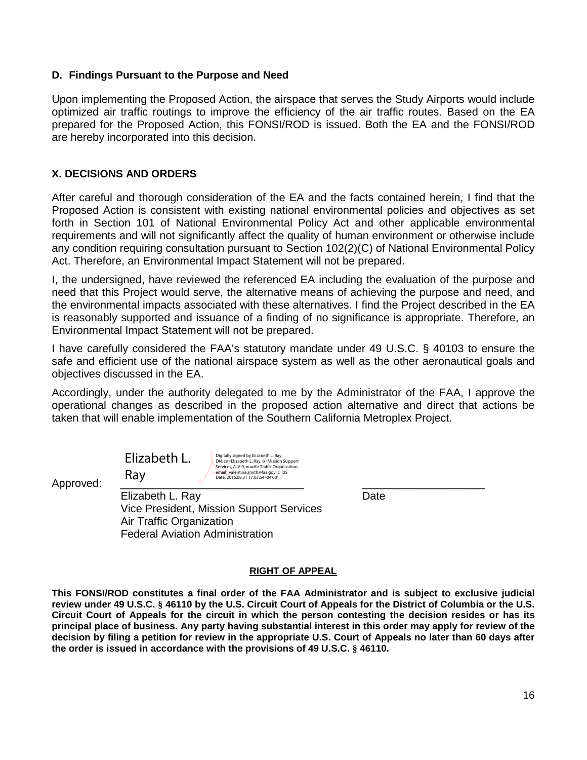### D. Findings Pursuant to the Purpose and Need

Upon implementing the Proposed Action, the airspace that serves the Study Airports would include optimized air traffic routings to improve the efficiency of the air traffic routes. Based on the EA prepared for the Proposed Action, this FONSI/ROD is issued. Both the EA and the FONSI/ROD are hereby incorporated into this decision.

## X. DECISIONS AND ORDERS

After careful and thorough consideration of the EA and the facts contained herein, I find that the Proposed Action is consistent with existing national environmental policies and objectives as set forth in Section 101 of National Environmental Policy Act and other applicable environmental requirements and will not significantly affect the quality of human environment or otherwise include any condition requiring consultation pursuant to Section 102(2)(C) of National Environmental Policy Act. Therefore, an Environmental Impact Statement will not be prepared.

I, the undersigned, have reviewed the referenced EA including the evaluation of the purpose and need that this Project would serve, the alternative means of achieving the purpose and need, and the environmental impacts associated with these alternatives. I find the Project described in the EA is reasonably supported and issuance of a finding of no significance is appropriate. Therefore, an Environmental Impact Statement will not be prepared.

I have carefully considered the FAA's statutory mandate under 49 U.S.C. § 40103 to ensure the safe and efficient use of the national airspace system as well as the other aeronautical goals and objectives discussed in the EA.

Accordingly, under the authority delegated to me by the Administrator of the FAA, I approve the operational changes as described in the proposed action alternative and direct that actions be taken that will enable implementation of the Southern California Metroplex Project.

Elizabeth L. Ray

Digitally signed by Elizabeth L. Ray
DN: cn=Elizabeth L. Ray, o=Mission Support Services, AJV-0, ou=Air Traffic Organization, email=valentina.smith@faa.gov, c=US
Date: 2016.08.31 17:03:54 -04'00'

Approved: ______________________________ ____________________

Elizabeth L. Ray
Vice President, Mission Support Services
Air Traffic Organization
Federal Aviation Administration

Date

**RIGHT OF APPEAL**

**This FONSI/ROD constitutes a final order of the FAA Administrator and is subject to exclusive judicial review under 49 U.S.C. § 46110 by the U.S. Circuit Court of Appeals for the District of Columbia or the U.S. Circuit Court of Appeals for the circuit in which the person contesting the decision resides or has its principal place of business. Any party having substantial interest in this order may apply for review of the decision by filing a petition for review in the appropriate U.S. Court of Appeals no later than 60 days after the order is issued in accordance with the provisions of 49 U.S.C. § 46110.**